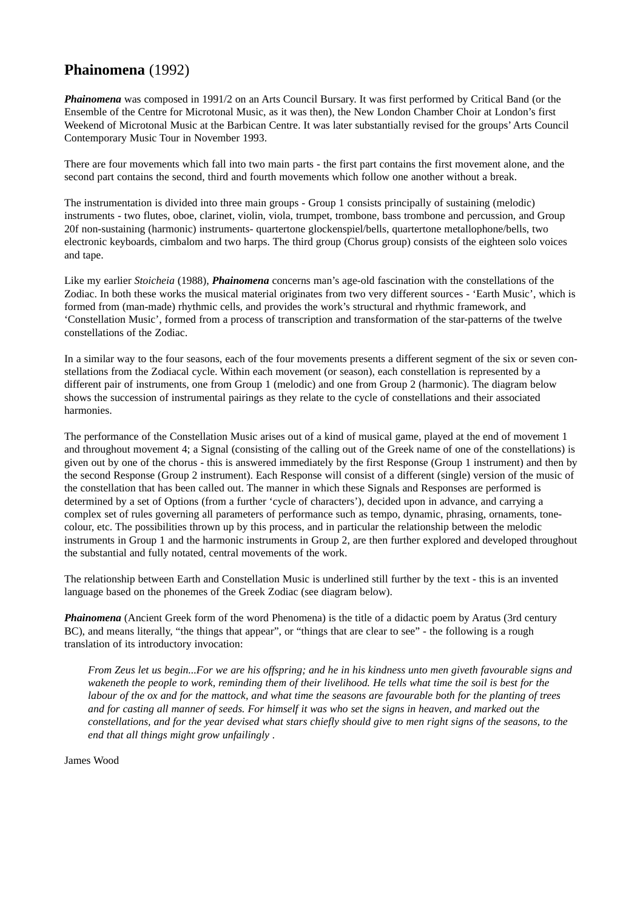# **Phainomena** (1992)

***Phainomena*** was composed in 1991/2 on an Arts Council Bursary. It was first performed by Critical Band (or the Ensemble of the Centre for Microtonal Music, as it was then), the New London Chamber Choir at London's first Weekend of Microtonal Music at the Barbican Centre. It was later substantially revised for the groups' Arts Council Contemporary Music Tour in November 1993.

There are four movements which fall into two main parts - the first part contains the first movement alone, and the second part contains the second, third and fourth movements which follow one another without a break.

The instrumentation is divided into three main groups - Group 1 consists principally of sustaining (melodic) instruments - two flutes, oboe, clarinet, violin, viola, trumpet, trombone, bass trombone and percussion, and Group 20f non-sustaining (harmonic) instruments- quartertone glockenspiel/bells, quartertone metallophone/bells, two electronic keyboards, cimbalom and two harps. The third group (Chorus group) consists of the eighteen solo voices and tape.

Like my earlier *Stoicheia* (1988), ***Phainomena*** concerns man's age-old fascination with the constellations of the Zodiac. In both these works the musical material originates from two very different sources - 'Earth Music', which is formed from (man-made) rhythmic cells, and provides the work's structural and rhythmic framework, and 'Constellation Music', formed from a process of transcription and transformation of the star-patterns of the twelve constellations of the Zodiac.

In a similar way to the four seasons, each of the four movements presents a different segment of the six or seven constellations from the Zodiacal cycle. Within each movement (or season), each constellation is represented by a different pair of instruments, one from Group 1 (melodic) and one from Group 2 (harmonic). The diagram below shows the succession of instrumental pairings as they relate to the cycle of constellations and their associated harmonies.

The performance of the Constellation Music arises out of a kind of musical game, played at the end of movement 1 and throughout movement 4; a Signal (consisting of the calling out of the Greek name of one of the constellations) is given out by one of the chorus - this is answered immediately by the first Response (Group 1 instrument) and then by the second Response (Group 2 instrument). Each Response will consist of a different (single) version of the music of the constellation that has been called out. The manner in which these Signals and Responses are performed is determined by a set of Options (from a further 'cycle of characters'), decided upon in advance, and carrying a complex set of rules governing all parameters of performance such as tempo, dynamic, phrasing, ornaments, tone-colour, etc. The possibilities thrown up by this process, and in particular the relationship between the melodic instruments in Group 1 and the harmonic instruments in Group 2, are then further explored and developed throughout the substantial and fully notated, central movements of the work.

The relationship between Earth and Constellation Music is underlined still further by the text - this is an invented language based on the phonemes of the Greek Zodiac (see diagram below).

***Phainomena*** (Ancient Greek form of the word Phenomena) is the title of a didactic poem by Aratus (3rd century BC), and means literally, "the things that appear", or "things that are clear to see" - the following is a rough translation of its introductory invocation:

> *From Zeus let us begin...For we are his offspring; and he in his kindness unto men giveth favourable signs and wakeneth the people to work, reminding them of their livelihood. He tells what time the soil is best for the labour of the ox and for the mattock, and what time the seasons are favourable both for the planting of trees and for casting all manner of seeds. For himself it was who set the signs in heaven, and marked out the constellations, and for the year devised what stars chiefly should give to men right signs of the seasons, to the end that all things might grow unfailingly .*

James Wood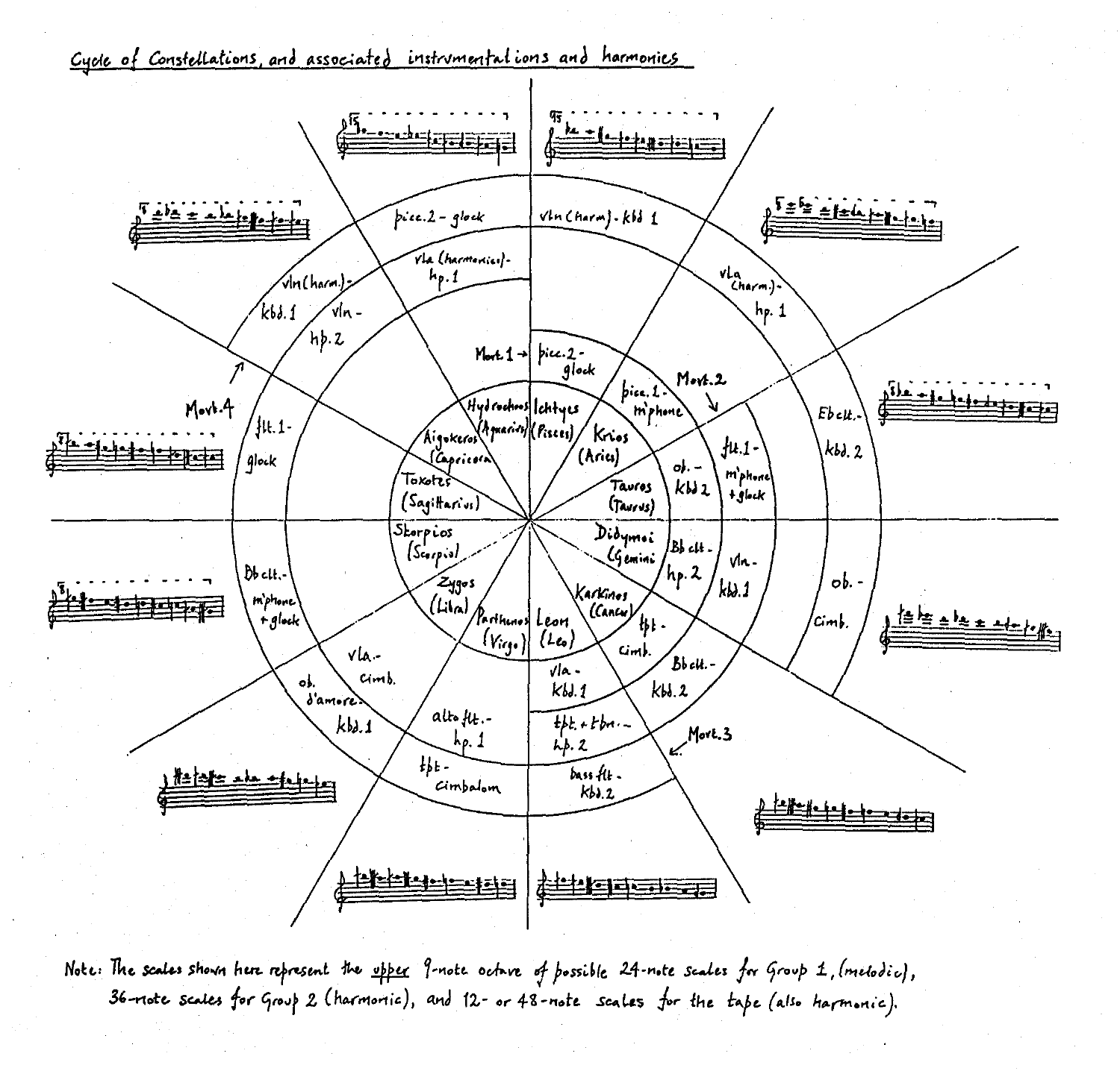Cycle of Constellations, and associated instrumentations and harmonies

Ichtyes (Pisces)
Krios (Aries)
Tauros (Taurus)
Didymoi (Gemini)
Karkinos (Cancer)
Leon (Leo)
Parthenos (Virgo)
Zygos (Libra)
Skorpios (Scorpio)
Toxotes (Sagittarius)
Aigokeros (Capricorn)
Hydrochoos (Aquarius)

Movt. 1 → picc. 2 - glock
picc. 1 - m'phone
ob. - kbd 2
Bb clt. - hp. 2
tpt. - cimb.
vla. - kbd. 1
alto flt. - hp. 1
vla. - cimb.
Bb clt. - m'phone + glock
flt. 1 - glock
vln. - hp. 2
vla (harmonics) - hp. 1

Movt. 2
flt. 1 - m'phone + glock
vln. - kbd. 1
Bb clt. - kbd. 2
tpt. + tbn. - hp. 2
tpt - cimbalom
ob. d'amore - kbd. 1
vln (harm.) - kbd. 1

Movt. 3
bass flt. - kbd. 2

Movt. 4
picc. 2 - glock
vln (harm). - kbd 1
vla (harm.) - hp. 1
Eb clt. - kbd. 2
ob. - cimb.

Note: The scales shown here represent the upper 9-note octave of possible 24-note scales for Group 1, (melodic), 36-note scales for Group 2 (harmonic), and 12- or 48-note scales for the tape (also harmonic).